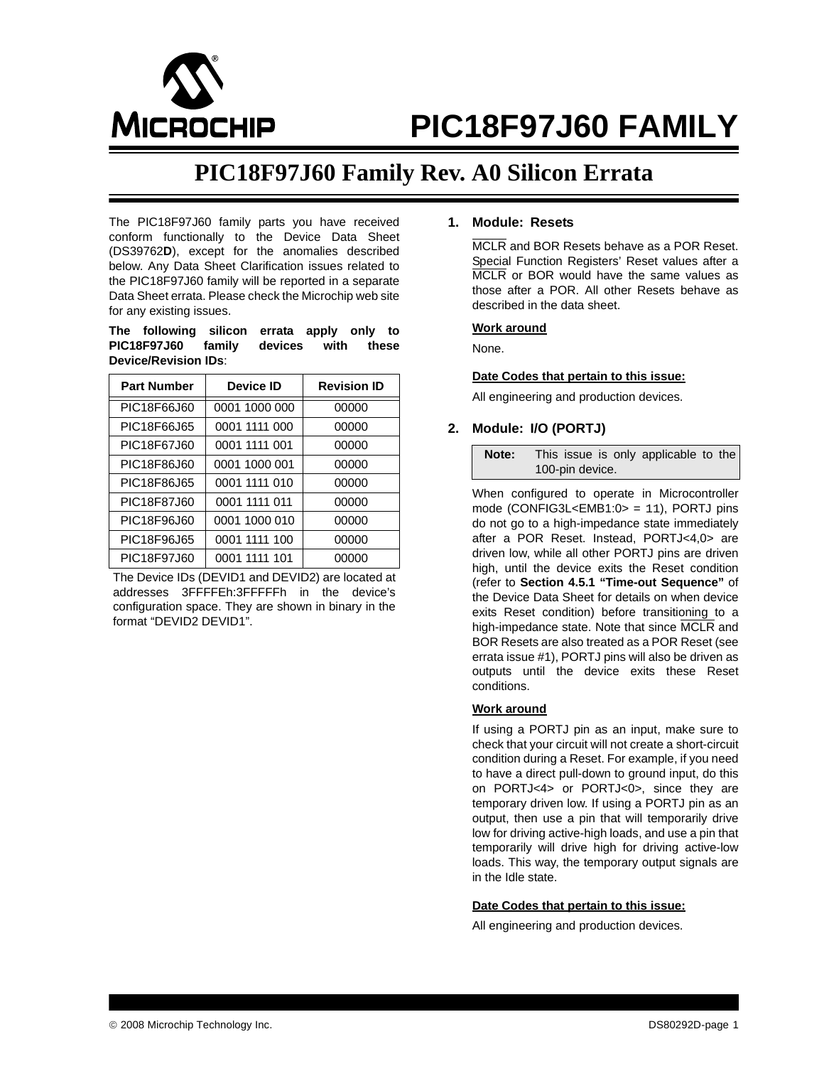# PIC18F97J60 FAMILY

## PIC18F97J60 Family Rev. A0 Silicon Errata

The PIC18F97J60 family parts you have received conform functionally to the Device Data Sheet (DS39762**D**), except for the anomalies described below. Any Data Sheet Clarification issues related to the PIC18F97J60 family will be reported in a separate Data Sheet errata. Please check the Microchip web site for any existing issues.

**The following silicon errata apply only to PIC18F97J60 family devices with these Device/Revision IDs**:

| Part Number | Device ID | Revision ID |
|---|---|---|
| PIC18F66J60 | 0001 1000 000 | 00000 |
| PIC18F66J65 | 0001 1111 000 | 00000 |
| PIC18F67J60 | 0001 1111 001 | 00000 |
| PIC18F86J60 | 0001 1000 001 | 00000 |
| PIC18F86J65 | 0001 1111 010 | 00000 |
| PIC18F87J60 | 0001 1111 011 | 00000 |
| PIC18F96J60 | 0001 1000 010 | 00000 |
| PIC18F96J65 | 0001 1111 100 | 00000 |
| PIC18F97J60 | 0001 1111 101 | 00000 |

The Device IDs (DEVID1 and DEVID2) are located at addresses 3FFFFEh:3FFFFFh in the device's configuration space. They are shown in binary in the format "DEVID2 DEVID1".

### 1. Module: Resets

MCLR and BOR Resets behave as a POR Reset. Special Function Registers' Reset values after a MCLR or BOR would have the same values as those after a POR. All other Resets behave as described in the data sheet.

**Work around**

None.

**Date Codes that pertain to this issue:**

All engineering and production devices.

### 2. Module: I/O (PORTJ)

**Note:** This issue is only applicable to the 100-pin device.

When configured to operate in Microcontroller mode (CONFIG3L<EMB1:0> = 11), PORTJ pins do not go to a high-impedance state immediately after a POR Reset. Instead, PORTJ<4,0> are driven low, while all other PORTJ pins are driven high, until the device exits the Reset condition (refer to **Section 4.5.1 "Time-out Sequence"** of the Device Data Sheet for details on when device exits Reset condition) before transitioning to a high-impedance state. Note that since MCLR and BOR Resets are also treated as a POR Reset (see errata issue #1), PORTJ pins will also be driven as outputs until the device exits these Reset conditions.

**Work around**

If using a PORTJ pin as an input, make sure to check that your circuit will not create a short-circuit condition during a Reset. For example, if you need to have a direct pull-down to ground input, do this on PORTJ<4> or PORTJ<0>, since they are temporary driven low. If using a PORTJ pin as an output, then use a pin that will temporarily drive low for driving active-high loads, and use a pin that temporarily will drive high for driving active-low loads. This way, the temporary output signals are in the Idle state.

**Date Codes that pertain to this issue:**

All engineering and production devices.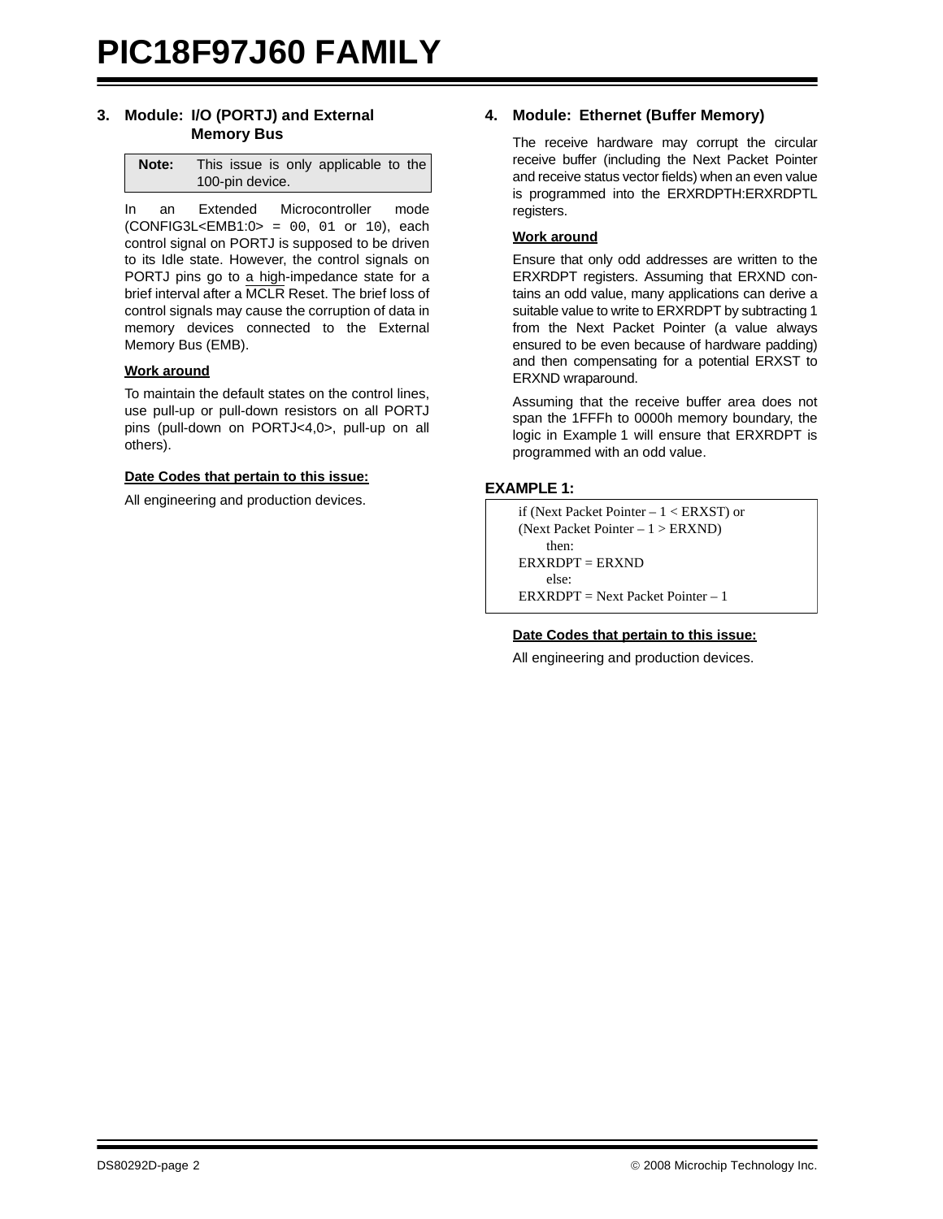## 3. Module: I/O (PORTJ) and External Memory Bus

| **Note:** | This issue is only applicable to the 100-pin device. |
|---|---|

In an Extended Microcontroller mode (CONFIG3L<EMB1:0> = 00, 01 or 10), each control signal on PORTJ is supposed to be driven to its Idle state. However, the control signals on PORTJ pins go to a high-impedance state for a brief interval after a $\overline{MCLR}$ Reset. The brief loss of control signals may cause the corruption of data in memory devices connected to the External Memory Bus (EMB).

**Work around**

To maintain the default states on the control lines, use pull-up or pull-down resistors on all PORTJ pins (pull-down on PORTJ<4,0>, pull-up on all others).

**Date Codes that pertain to this issue:**

All engineering and production devices.

## 4. Module: Ethernet (Buffer Memory)

The receive hardware may corrupt the circular receive buffer (including the Next Packet Pointer and receive status vector fields) when an even value is programmed into the ERXRDPTH:ERXRDPTL registers.

**Work around**

Ensure that only odd addresses are written to the ERXRDPT registers. Assuming that ERXND contains an odd value, many applications can derive a suitable value to write to ERXRDPT by subtracting 1 from the Next Packet Pointer (a value always ensured to be even because of hardware padding) and then compensating for a potential ERXST to ERXND wraparound.

Assuming that the receive buffer area does not span the 1FFFh to 0000h memory boundary, the logic in Example 1 will ensure that ERXRDPT is programmed with an odd value.

**EXAMPLE 1:**

```
if (Next Packet Pointer – 1 < ERXST) or
(Next Packet Pointer – 1 > ERXND)
    then:
ERXRDPT = ERXND
    else:
ERXRDPT = Next Packet Pointer – 1
```

**Date Codes that pertain to this issue:**

All engineering and production devices.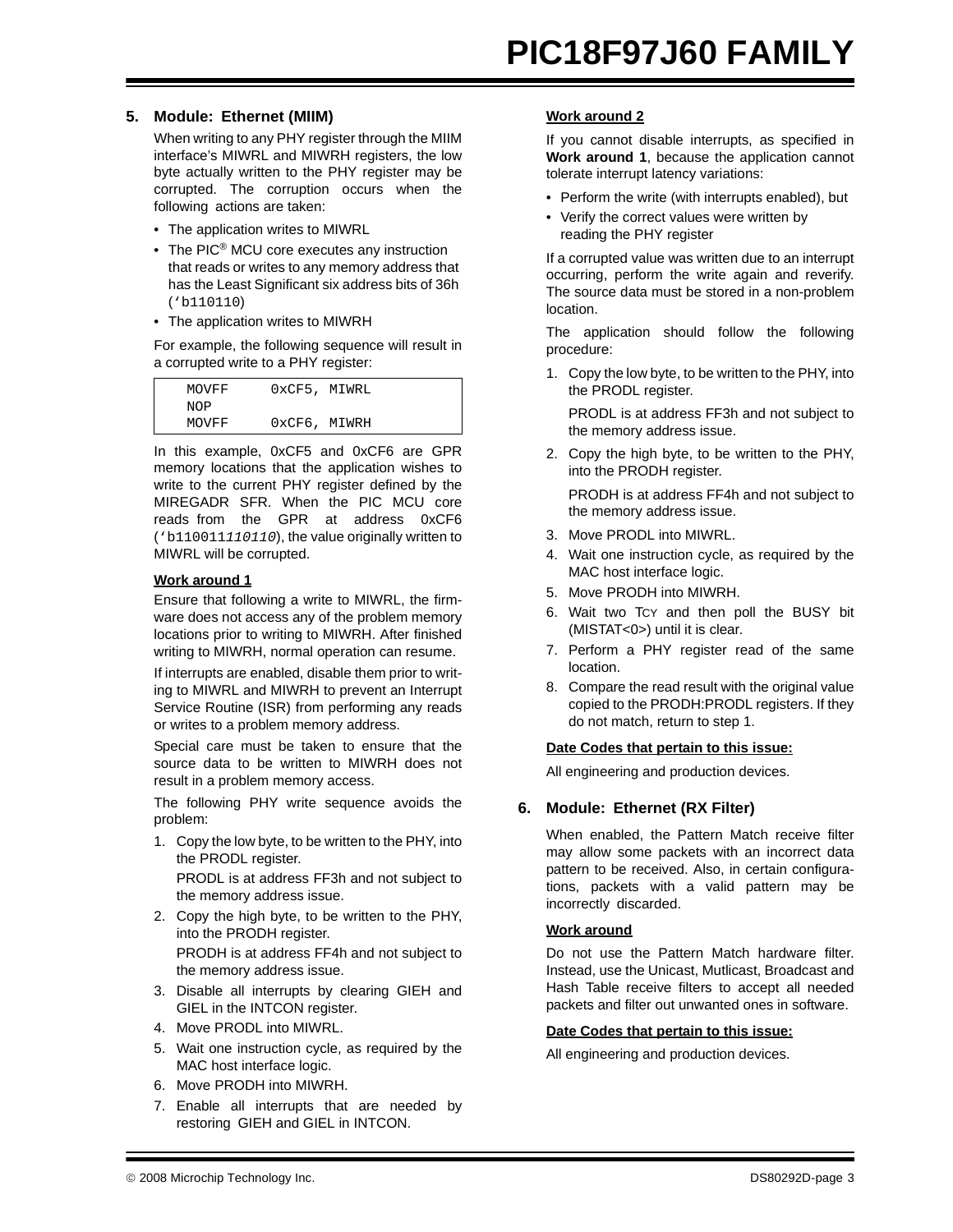## 5. Module: Ethernet (MIIM)

When writing to any PHY register through the MIIM interface's MIWRL and MIWRH registers, the low byte actually written to the PHY register may be corrupted. The corruption occurs when the following actions are taken:

- The application writes to MIWRL
- The PIC® MCU core executes any instruction that reads or writes to any memory address that has the Least Significant six address bits of 36h ('b110110)
- The application writes to MIWRH

For example, the following sequence will result in a corrupted write to a PHY register:

```
MOVFF    0xCF5, MIWRL
NOP
MOVFF    0xCF6, MIWRH
```

In this example, 0xCF5 and 0xCF6 are GPR memory locations that the application wishes to write to the current PHY register defined by the MIREGADR SFR. When the PIC MCU core reads from the GPR at address 0xCF6 ('b110011*110110*), the value originally written to MIWRL will be corrupted.

**Work around 1**

Ensure that following a write to MIWRL, the firmware does not access any of the problem memory locations prior to writing to MIWRH. After finished writing to MIWRH, normal operation can resume.

If interrupts are enabled, disable them prior to writing to MIWRL and MIWRH to prevent an Interrupt Service Routine (ISR) from performing any reads or writes to a problem memory address.

Special care must be taken to ensure that the source data to be written to MIWRH does not result in a problem memory access.

The following PHY write sequence avoids the problem:

1. Copy the low byte, to be written to the PHY, into the PRODL register.

   PRODL is at address FF3h and not subject to the memory address issue.
2. Copy the high byte, to be written to the PHY, into the PRODH register.

   PRODH is at address FF4h and not subject to the memory address issue.
3. Disable all interrupts by clearing GIEH and GIEL in the INTCON register.
4. Move PRODL into MIWRL.
5. Wait one instruction cycle, as required by the MAC host interface logic.
6. Move PRODH into MIWRH.
7. Enable all interrupts that are needed by restoring GIEH and GIEL in INTCON.

**Work around 2**

If you cannot disable interrupts, as specified in **Work around 1**, because the application cannot tolerate interrupt latency variations:

- Perform the write (with interrupts enabled), but
- Verify the correct values were written by reading the PHY register

If a corrupted value was written due to an interrupt occurring, perform the write again and reverify. The source data must be stored in a non-problem location.

The application should follow the following procedure:

1. Copy the low byte, to be written to the PHY, into the PRODL register.

   PRODL is at address FF3h and not subject to the memory address issue.
2. Copy the high byte, to be written to the PHY, into the PRODH register.

   PRODH is at address FF4h and not subject to the memory address issue.
3. Move PRODL into MIWRL.
4. Wait one instruction cycle, as required by the MAC host interface logic.
5. Move PRODH into MIWRH.
6. Wait two TCY and then poll the BUSY bit (MISTAT<0>) until it is clear.
7. Perform a PHY register read of the same location.
8. Compare the read result with the original value copied to the PRODH:PRODL registers. If they do not match, return to step 1.

**Date Codes that pertain to this issue:**

All engineering and production devices.

## 6. Module: Ethernet (RX Filter)

When enabled, the Pattern Match receive filter may allow some packets with an incorrect data pattern to be received. Also, in certain configurations, packets with a valid pattern may be incorrectly discarded.

**Work around**

Do not use the Pattern Match hardware filter. Instead, use the Unicast, Mutlicast, Broadcast and Hash Table receive filters to accept all needed packets and filter out unwanted ones in software.

**Date Codes that pertain to this issue:**

All engineering and production devices.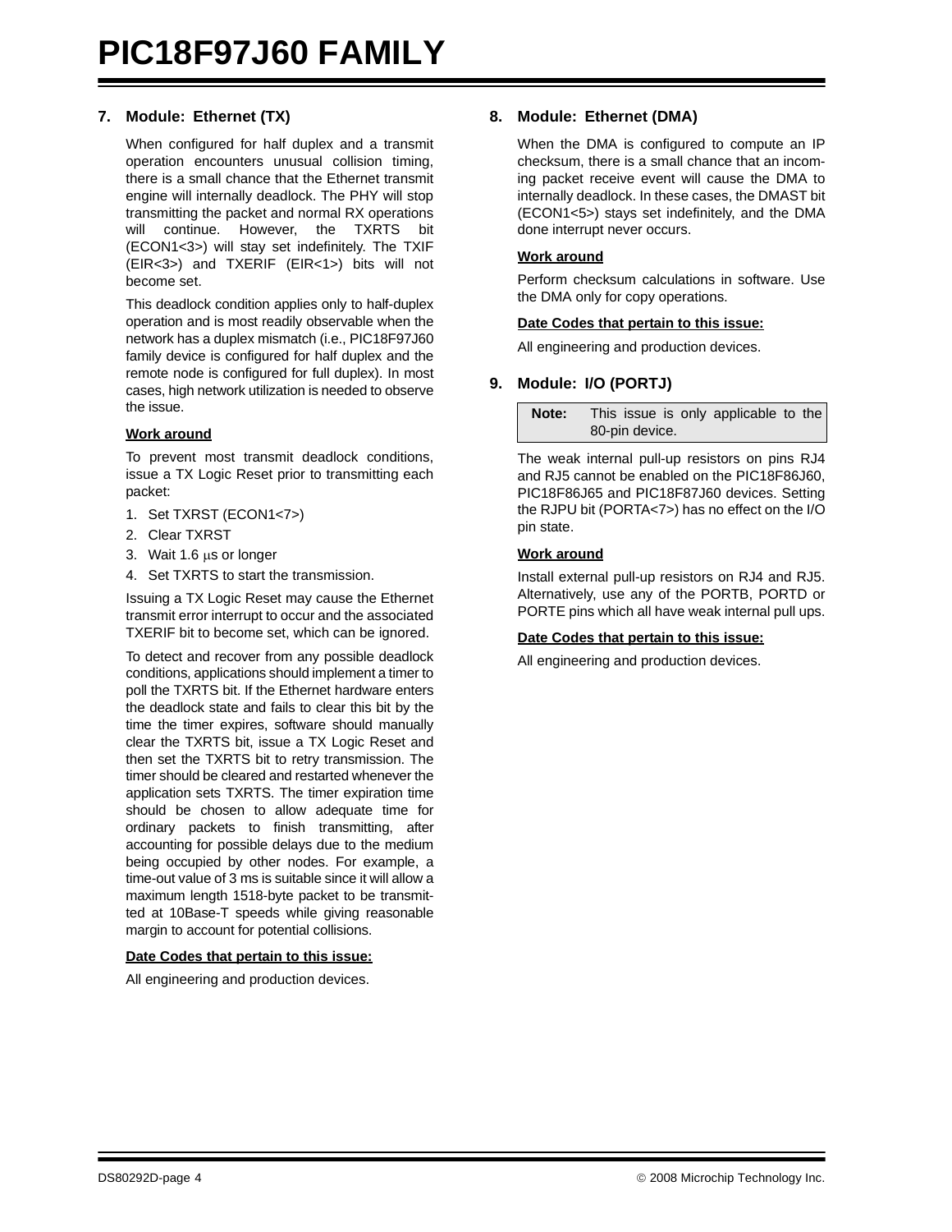## 7. Module: Ethernet (TX)

When configured for half duplex and a transmit operation encounters unusual collision timing, there is a small chance that the Ethernet transmit engine will internally deadlock. The PHY will stop transmitting the packet and normal RX operations will continue. However, the TXRTS bit (ECON1<3>) will stay set indefinitely. The TXIF (EIR<3>) and TXERIF (EIR<1>) bits will not become set.

This deadlock condition applies only to half-duplex operation and is most readily observable when the network has a duplex mismatch (i.e., PIC18F97J60 family device is configured for half duplex and the remote node is configured for full duplex). In most cases, high network utilization is needed to observe the issue.

**Work around**

To prevent most transmit deadlock conditions, issue a TX Logic Reset prior to transmitting each packet:

1. Set TXRST (ECON1<7>)
2. Clear TXRST
3. Wait 1.6 μs or longer
4. Set TXRTS to start the transmission.

Issuing a TX Logic Reset may cause the Ethernet transmit error interrupt to occur and the associated TXERIF bit to become set, which can be ignored.

To detect and recover from any possible deadlock conditions, applications should implement a timer to poll the TXRTS bit. If the Ethernet hardware enters the deadlock state and fails to clear this bit by the time the timer expires, software should manually clear the TXRTS bit, issue a TX Logic Reset and then set the TXRTS bit to retry transmission. The timer should be cleared and restarted whenever the application sets TXRTS. The timer expiration time should be chosen to allow adequate time for ordinary packets to finish transmitting, after accounting for possible delays due to the medium being occupied by other nodes. For example, a time-out value of 3 ms is suitable since it will allow a maximum length 1518-byte packet to be transmitted at 10Base-T speeds while giving reasonable margin to account for potential collisions.

**Date Codes that pertain to this issue:**

All engineering and production devices.

## 8. Module: Ethernet (DMA)

When the DMA is configured to compute an IP checksum, there is a small chance that an incoming packet receive event will cause the DMA to internally deadlock. In these cases, the DMAST bit (ECON1<5>) stays set indefinitely, and the DMA done interrupt never occurs.

**Work around**

Perform checksum calculations in software. Use the DMA only for copy operations.

**Date Codes that pertain to this issue:**

All engineering and production devices.

## 9. Module: I/O (PORTJ)

| **Note:** | This issue is only applicable to the 80-pin device. |
|---|---|

The weak internal pull-up resistors on pins RJ4 and RJ5 cannot be enabled on the PIC18F86J60, PIC18F86J65 and PIC18F87J60 devices. Setting the RJPU bit (PORTA<7>) has no effect on the I/O pin state.

**Work around**

Install external pull-up resistors on RJ4 and RJ5. Alternatively, use any of the PORTB, PORTD or PORTE pins which all have weak internal pull ups.

**Date Codes that pertain to this issue:**

All engineering and production devices.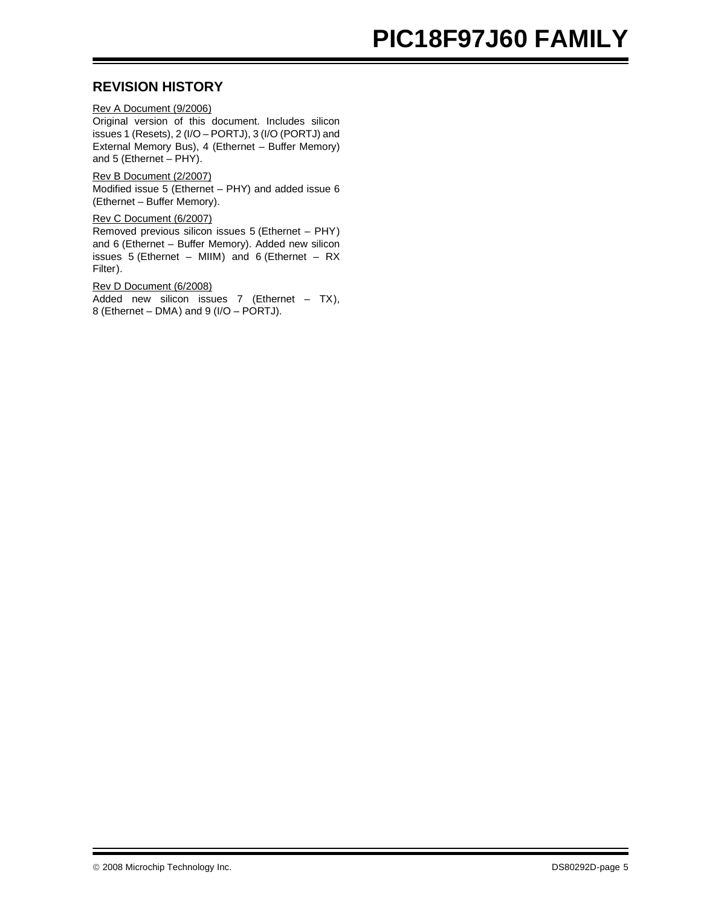## REVISION HISTORY

Rev A Document (9/2006)

Original version of this document. Includes silicon issues 1 (Resets), 2 (I/O – PORTJ), 3 (I/O (PORTJ) and External Memory Bus), 4 (Ethernet – Buffer Memory) and 5 (Ethernet – PHY).

Rev B Document (2/2007)

Modified issue 5 (Ethernet – PHY) and added issue 6 (Ethernet – Buffer Memory).

Rev C Document (6/2007)

Removed previous silicon issues 5 (Ethernet – PHY) and 6 (Ethernet – Buffer Memory). Added new silicon issues 5 (Ethernet – MIIM) and 6 (Ethernet – RX Filter).

Rev D Document (6/2008)

Added new silicon issues 7 (Ethernet – TX), 8 (Ethernet – DMA) and 9 (I/O – PORTJ).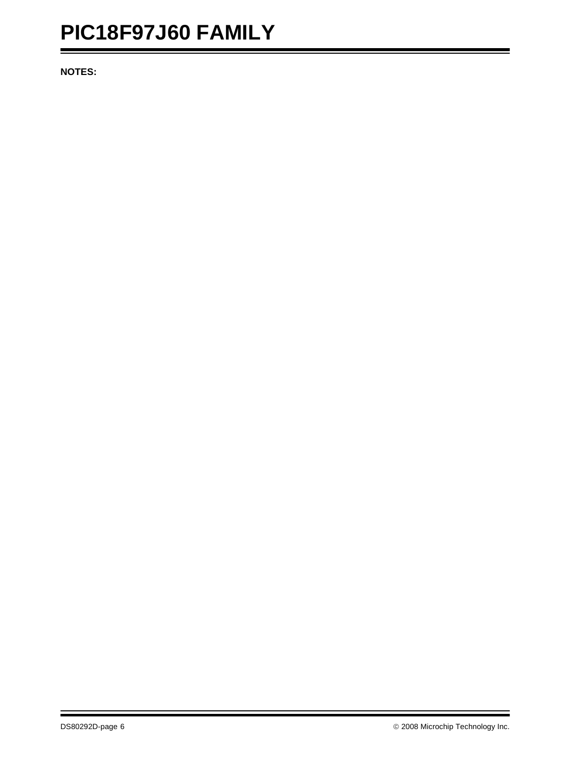**NOTES:**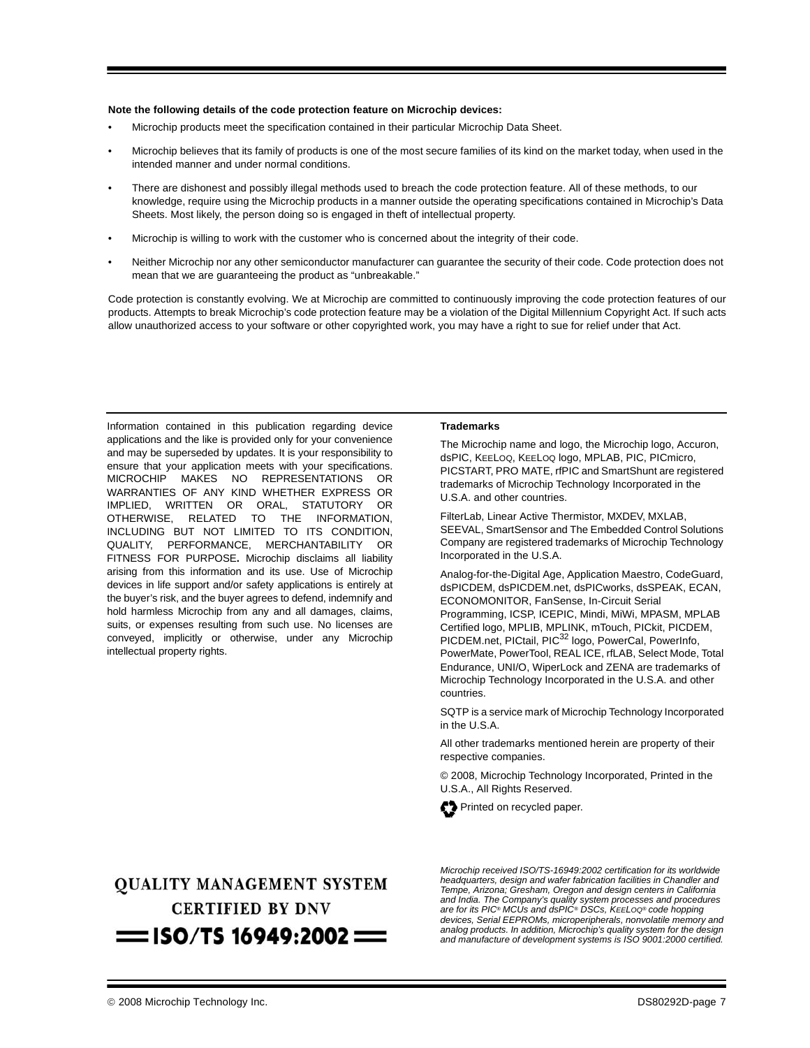**Note the following details of the code protection feature on Microchip devices:**

- Microchip products meet the specification contained in their particular Microchip Data Sheet.
- Microchip believes that its family of products is one of the most secure families of its kind on the market today, when used in the intended manner and under normal conditions.
- There are dishonest and possibly illegal methods used to breach the code protection feature. All of these methods, to our knowledge, require using the Microchip products in a manner outside the operating specifications contained in Microchip's Data Sheets. Most likely, the person doing so is engaged in theft of intellectual property.
- Microchip is willing to work with the customer who is concerned about the integrity of their code.
- Neither Microchip nor any other semiconductor manufacturer can guarantee the security of their code. Code protection does not mean that we are guaranteeing the product as "unbreakable."

Code protection is constantly evolving. We at Microchip are committed to continuously improving the code protection features of our products. Attempts to break Microchip's code protection feature may be a violation of the Digital Millennium Copyright Act. If such acts allow unauthorized access to your software or other copyrighted work, you may have a right to sue for relief under that Act.

Information contained in this publication regarding device applications and the like is provided only for your convenience and may be superseded by updates. It is your responsibility to ensure that your application meets with your specifications. MICROCHIP MAKES NO REPRESENTATIONS OR WARRANTIES OF ANY KIND WHETHER EXPRESS OR IMPLIED, WRITTEN OR ORAL, STATUTORY OR OTHERWISE, RELATED TO THE INFORMATION, INCLUDING BUT NOT LIMITED TO ITS CONDITION, QUALITY, PERFORMANCE, MERCHANTABILITY OR FITNESS FOR PURPOSE**.** Microchip disclaims all liability arising from this information and its use. Use of Microchip devices in life support and/or safety applications is entirely at the buyer's risk, and the buyer agrees to defend, indemnify and hold harmless Microchip from any and all damages, claims, suits, or expenses resulting from such use. No licenses are conveyed, implicitly or otherwise, under any Microchip intellectual property rights.

**Trademarks**

The Microchip name and logo, the Microchip logo, Accuron, dsPIC, KEELOQ, KEELOQ logo, MPLAB, PIC, PICmicro, PICSTART, PRO MATE, rfPIC and SmartShunt are registered trademarks of Microchip Technology Incorporated in the U.S.A. and other countries.

FilterLab, Linear Active Thermistor, MXDEV, MXLAB, SEEVAL, SmartSensor and The Embedded Control Solutions Company are registered trademarks of Microchip Technology Incorporated in the U.S.A.

Analog-for-the-Digital Age, Application Maestro, CodeGuard, dsPICDEM, dsPICDEM.net, dsPICworks, dsSPEAK, ECAN, ECONOMONITOR, FanSense, In-Circuit Serial Programming, ICSP, ICEPIC, Mindi, MiWi, MPASM, MPLAB Certified logo, MPLIB, MPLINK, mTouch, PICkit, PICDEM, PICDEM.net, PICtail, PIC[32] logo, PowerCal, PowerInfo, PowerMate, PowerTool, REAL ICE, rfLAB, Select Mode, Total Endurance, UNI/O, WiperLock and ZENA are trademarks of Microchip Technology Incorporated in the U.S.A. and other countries.

SQTP is a service mark of Microchip Technology Incorporated in the U.S.A.

All other trademarks mentioned herein are property of their respective companies.

© 2008, Microchip Technology Incorporated, Printed in the U.S.A., All Rights Reserved.

Printed on recycled paper.

**QUALITY MANAGEMENT SYSTEM**
**CERTIFIED BY DNV**
**ISO/TS 16949:2002**

*Microchip received ISO/TS-16949:2002 certification for its worldwide headquarters, design and wafer fabrication facilities in Chandler and Tempe, Arizona; Gresham, Oregon and design centers in California and India. The Company's quality system processes and procedures are for its PIC® MCUs and dsPIC® DSCs, KEELOQ® code hopping devices, Serial EEPROMs, microperipherals, nonvolatile memory and analog products. In addition, Microchip's quality system for the design and manufacture of development systems is ISO 9001:2000 certified.*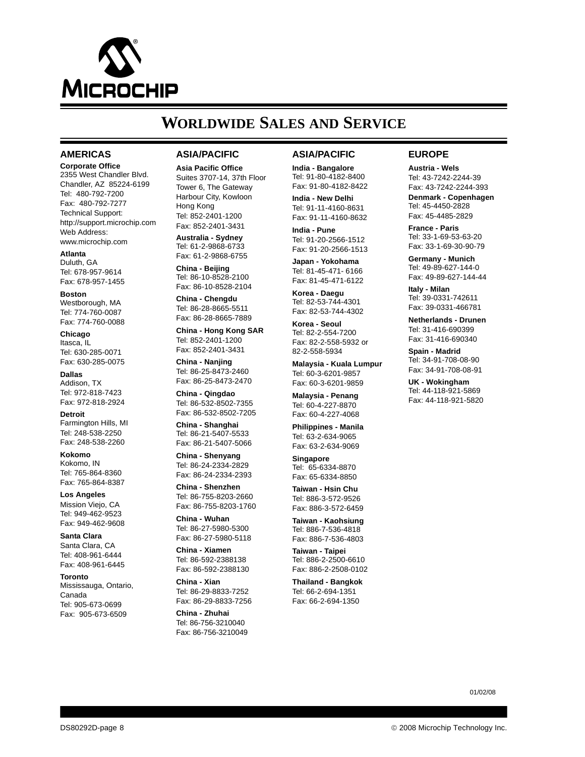# WORLDWIDE SALES AND SERVICE

## AMERICAS

**Corporate Office**
2355 West Chandler Blvd.
Chandler, AZ 85224-6199
Tel: 480-792-7200
Fax: 480-792-7277
Technical Support:
http://support.microchip.com
Web Address:
www.microchip.com

**Atlanta**
Duluth, GA
Tel: 678-957-9614
Fax: 678-957-1455

**Boston**
Westborough, MA
Tel: 774-760-0087
Fax: 774-760-0088

**Chicago**
Itasca, IL
Tel: 630-285-0071
Fax: 630-285-0075

**Dallas**
Addison, TX
Tel: 972-818-7423
Fax: 972-818-2924

**Detroit**
Farmington Hills, MI
Tel: 248-538-2250
Fax: 248-538-2260

**Kokomo**
Kokomo, IN
Tel: 765-864-8360
Fax: 765-864-8387

**Los Angeles**
Mission Viejo, CA
Tel: 949-462-9523
Fax: 949-462-9608

**Santa Clara**
Santa Clara, CA
Tel: 408-961-6444
Fax: 408-961-6445

**Toronto**
Mississauga, Ontario,
Canada
Tel: 905-673-0699
Fax: 905-673-6509

## ASIA/PACIFIC

**Asia Pacific Office**
Suites 3707-14, 37th Floor
Tower 6, The Gateway
Harbour City, Kowloon
Hong Kong
Tel: 852-2401-1200
Fax: 852-2401-3431

**Australia - Sydney**
Tel: 61-2-9868-6733
Fax: 61-2-9868-6755

**China - Beijing**
Tel: 86-10-8528-2100
Fax: 86-10-8528-2104

**China - Chengdu**
Tel: 86-28-8665-5511
Fax: 86-28-8665-7889

**China - Hong Kong SAR**
Tel: 852-2401-1200
Fax: 852-2401-3431

**China - Nanjing**
Tel: 86-25-8473-2460
Fax: 86-25-8473-2470

**China - Qingdao**
Tel: 86-532-8502-7355
Fax: 86-532-8502-7205

**China - Shanghai**
Tel: 86-21-5407-5533
Fax: 86-21-5407-5066

**China - Shenyang**
Tel: 86-24-2334-2829
Fax: 86-24-2334-2393

**China - Shenzhen**
Tel: 86-755-8203-2660
Fax: 86-755-8203-1760

**China - Wuhan**
Tel: 86-27-5980-5300
Fax: 86-27-5980-5118

**China - Xiamen**
Tel: 86-592-2388138
Fax: 86-592-2388130

**China - Xian**
Tel: 86-29-8833-7252
Fax: 86-29-8833-7256

**China - Zhuhai**
Tel: 86-756-3210040
Fax: 86-756-3210049

## ASIA/PACIFIC

**India - Bangalore**
Tel: 91-80-4182-8400
Fax: 91-80-4182-8422

**India - New Delhi**
Tel: 91-11-4160-8631
Fax: 91-11-4160-8632

**India - Pune**
Tel: 91-20-2566-1512
Fax: 91-20-2566-1513

**Japan - Yokohama**
Tel: 81-45-471- 6166
Fax: 81-45-471-6122

**Korea - Daegu**
Tel: 82-53-744-4301
Fax: 82-53-744-4302

**Korea - Seoul**
Tel: 82-2-554-7200
Fax: 82-2-558-5932 or
82-2-558-5934

**Malaysia - Kuala Lumpur**
Tel: 60-3-6201-9857
Fax: 60-3-6201-9859

**Malaysia - Penang**
Tel: 60-4-227-8870
Fax: 60-4-227-4068

**Philippines - Manila**
Tel: 63-2-634-9065
Fax: 63-2-634-9069

**Singapore**
Tel: 65-6334-8870
Fax: 65-6334-8850

**Taiwan - Hsin Chu**
Tel: 886-3-572-9526
Fax: 886-3-572-6459

**Taiwan - Kaohsiung**
Tel: 886-7-536-4818
Fax: 886-7-536-4803

**Taiwan - Taipei**
Tel: 886-2-2500-6610
Fax: 886-2-2508-0102

**Thailand - Bangkok**
Tel: 66-2-694-1351
Fax: 66-2-694-1350

## EUROPE

**Austria - Wels**
Tel: 43-7242-2244-39
Fax: 43-7242-2244-393

**Denmark - Copenhagen**
Tel: 45-4450-2828
Fax: 45-4485-2829

**France - Paris**
Tel: 33-1-69-53-63-20
Fax: 33-1-69-30-90-79

**Germany - Munich**
Tel: 49-89-627-144-0
Fax: 49-89-627-144-44

**Italy - Milan**
Tel: 39-0331-742611
Fax: 39-0331-466781

**Netherlands - Drunen**
Tel: 31-416-690399
Fax: 31-416-690340

**Spain - Madrid**
Tel: 34-91-708-08-90
Fax: 34-91-708-08-91

**UK - Wokingham**
Tel: 44-118-921-5869
Fax: 44-118-921-5820

01/02/08